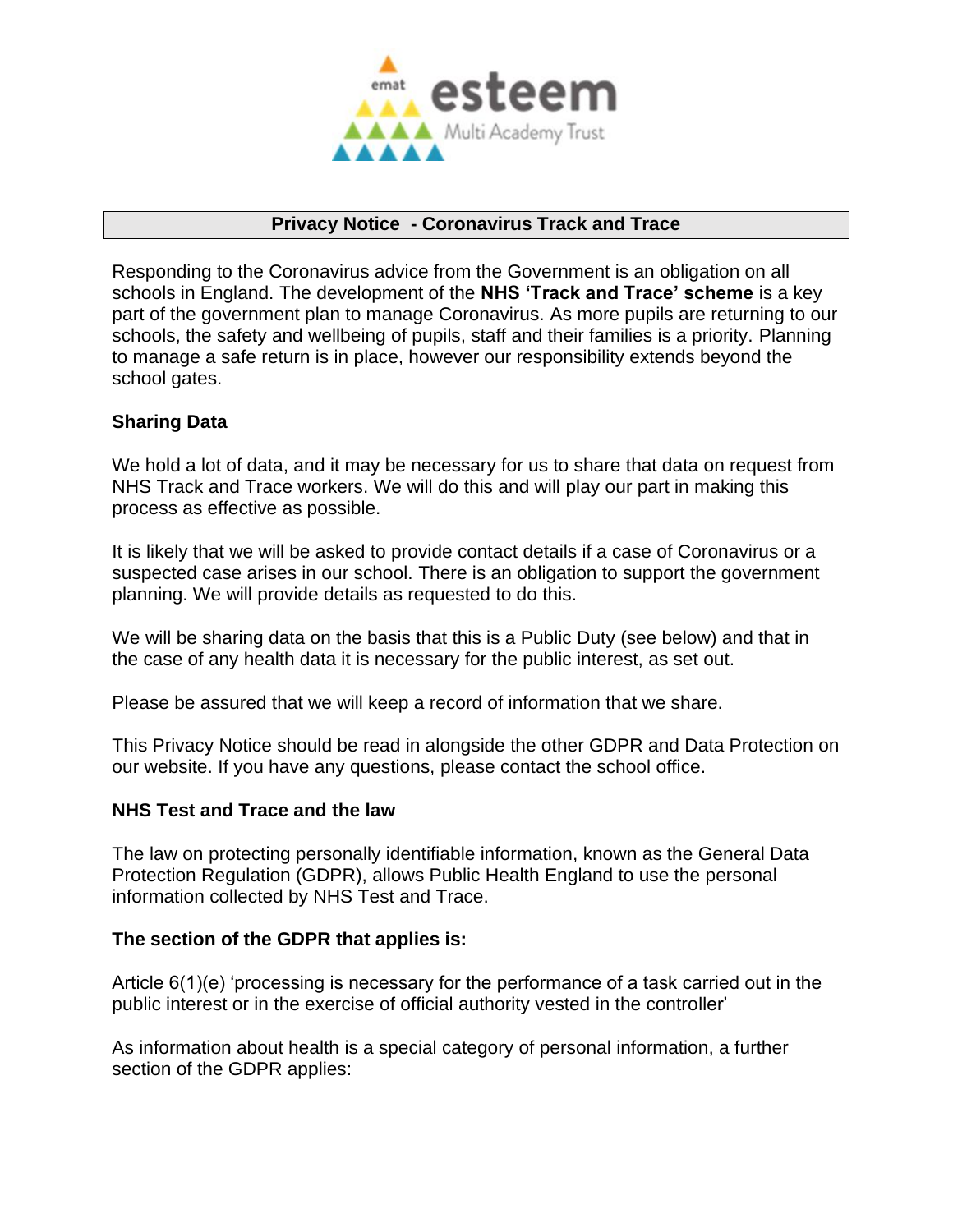emat esteem Multi Academy Trust

# Privacy Notice - Coronavirus Track and Trace

Responding to the Coronavirus advice from the Government is an obligation on all schools in England. The development of the **NHS 'Track and Trace' scheme** is a key part of the government plan to manage Coronavirus. As more pupils are returning to our schools, the safety and wellbeing of pupils, staff and their families is a priority. Planning to manage a safe return is in place, however our responsibility extends beyond the school gates.

## Sharing Data

We hold a lot of data, and it may be necessary for us to share that data on request from NHS Track and Trace workers. We will do this and will play our part in making this process as effective as possible.

It is likely that we will be asked to provide contact details if a case of Coronavirus or a suspected case arises in our school. There is an obligation to support the government planning. We will provide details as requested to do this.

We will be sharing data on the basis that this is a Public Duty (see below) and that in the case of any health data it is necessary for the public interest, as set out.

Please be assured that we will keep a record of information that we share.

This Privacy Notice should be read in alongside the other GDPR and Data Protection on our website. If you have any questions, please contact the school office.

## NHS Test and Trace and the law

The law on protecting personally identifiable information, known as the General Data Protection Regulation (GDPR), allows Public Health England to use the personal information collected by NHS Test and Trace.

## The section of the GDPR that applies is:

Article 6(1)(e) 'processing is necessary for the performance of a task carried out in the public interest or in the exercise of official authority vested in the controller'

As information about health is a special category of personal information, a further section of the GDPR applies: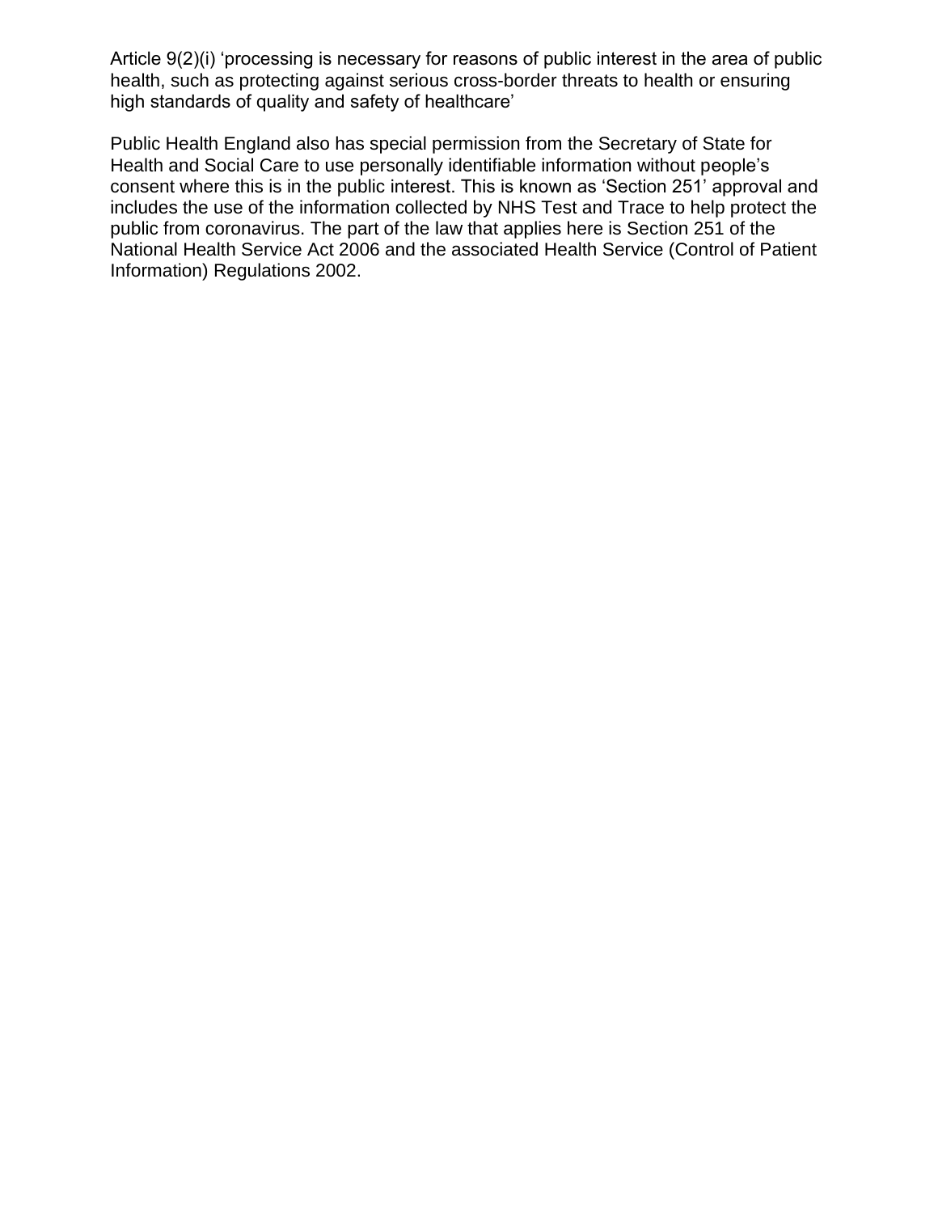Article 9(2)(i) ‘processing is necessary for reasons of public interest in the area of public health, such as protecting against serious cross-border threats to health or ensuring high standards of quality and safety of healthcare’

Public Health England also has special permission from the Secretary of State for Health and Social Care to use personally identifiable information without people’s consent where this is in the public interest. This is known as ‘Section 251’ approval and includes the use of the information collected by NHS Test and Trace to help protect the public from coronavirus. The part of the law that applies here is Section 251 of the National Health Service Act 2006 and the associated Health Service (Control of Patient Information) Regulations 2002.